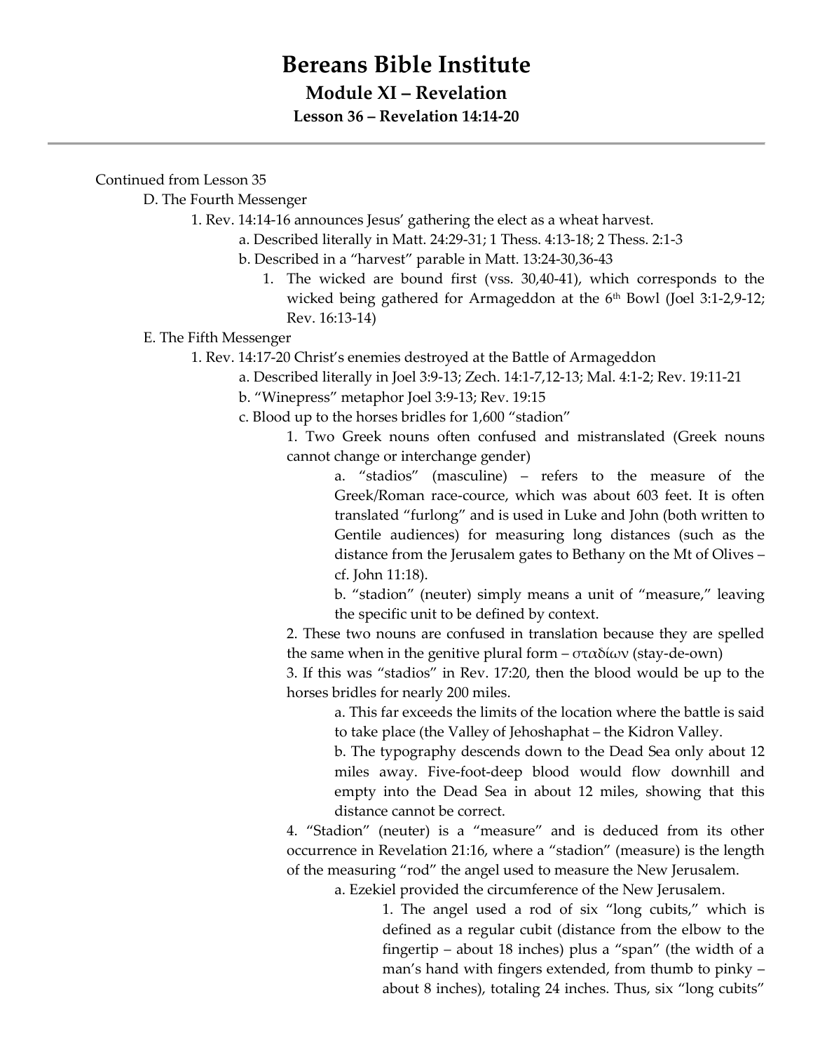# Bereans Bible Institute

## Module XI – Revelation

### Lesson 36 – Revelation 14:14-20

---

Continued from Lesson 35

D. The Fourth Messenger

1. Rev. 14:14-16 announces Jesus' gathering the elect as a wheat harvest.
    a. Described literally in Matt. 24:29-31; 1 Thess. 4:13-18; 2 Thess. 2:1-3
    b. Described in a "harvest" parable in Matt. 13:24-30,36-43
        1. The wicked are bound first (vss. 30,40-41), which corresponds to the wicked being gathered for Armageddon at the 6th Bowl (Joel 3:1-2,9-12; Rev. 16:13-14)

E. The Fifth Messenger

1. Rev. 14:17-20 Christ's enemies destroyed at the Battle of Armageddon
    a. Described literally in Joel 3:9-13; Zech. 14:1-7,12-13; Mal. 4:1-2; Rev. 19:11-21
    b. "Winepress" metaphor Joel 3:9-13; Rev. 19:15
    c. Blood up to the horses bridles for 1,600 "stadion"
        1. Two Greek nouns often confused and mistranslated (Greek nouns cannot change or interchange gender)
            a. "stadios" (masculine) – refers to the measure of the Greek/Roman race-cource, which was about 603 feet. It is often translated "furlong" and is used in Luke and John (both written to Gentile audiences) for measuring long distances (such as the distance from the Jerusalem gates to Bethany on the Mt of Olives – cf. John 11:18).
            b. "stadion" (neuter) simply means a unit of "measure," leaving the specific unit to be defined by context.
        2. These two nouns are confused in translation because they are spelled the same when in the genitive plural form – σταδίων (stay-de-own)
        3. If this was "stadios" in Rev. 17:20, then the blood would be up to the horses bridles for nearly 200 miles.
            a. This far exceeds the limits of the location where the battle is said to take place (the Valley of Jehoshaphat – the Kidron Valley.
            b. The typography descends down to the Dead Sea only about 12 miles away. Five-foot-deep blood would flow downhill and empty into the Dead Sea in about 12 miles, showing that this distance cannot be correct.
        4. "Stadion" (neuter) is a "measure" and is deduced from its other occurrence in Revelation 21:16, where a "stadion" (measure) is the length of the measuring "rod" the angel used to measure the New Jerusalem.
            a. Ezekiel provided the circumference of the New Jerusalem.
                1. The angel used a rod of six "long cubits," which is defined as a regular cubit (distance from the elbow to the fingertip – about 18 inches) plus a "span" (the width of a man's hand with fingers extended, from thumb to pinky – about 8 inches), totaling 24 inches. Thus, six "long cubits"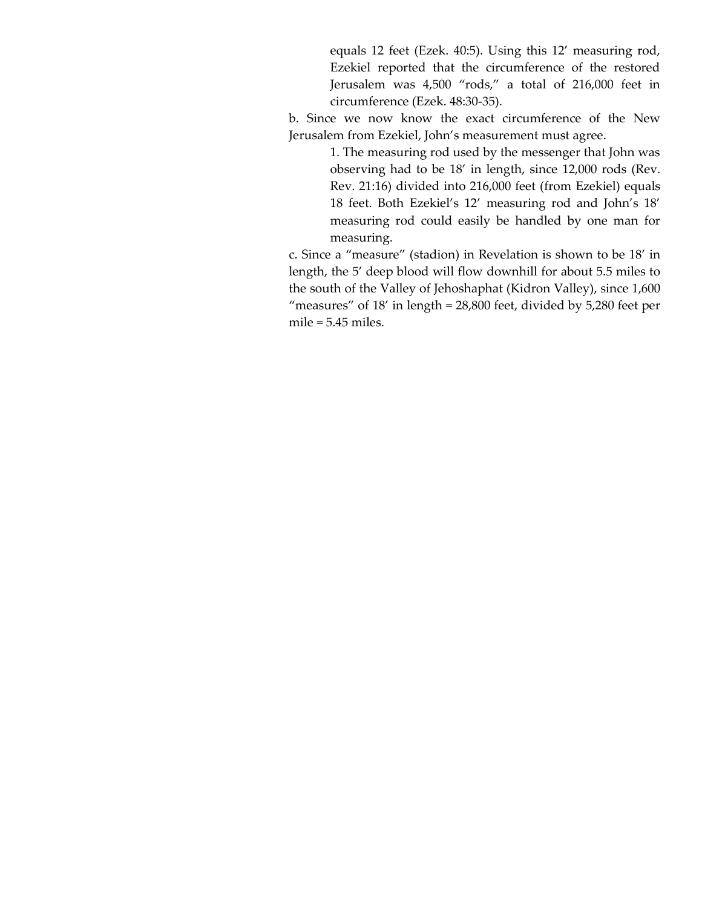equals 12 feet (Ezek. 40:5). Using this 12′ measuring rod, Ezekiel reported that the circumference of the restored Jerusalem was 4,500 "rods," a total of 216,000 feet in circumference (Ezek. 48:30-35).

b. Since we now know the exact circumference of the New Jerusalem from Ezekiel, John's measurement must agree.

1. The measuring rod used by the messenger that John was observing had to be 18′ in length, since 12,000 rods (Rev. Rev. 21:16) divided into 216,000 feet (from Ezekiel) equals 18 feet. Both Ezekiel's 12′ measuring rod and John's 18′ measuring rod could easily be handled by one man for measuring.

c. Since a "measure" (stadion) in Revelation is shown to be 18′ in length, the 5′ deep blood will flow downhill for about 5.5 miles to the south of the Valley of Jehoshaphat (Kidron Valley), since 1,600 "measures" of 18′ in length = 28,800 feet, divided by 5,280 feet per mile = 5.45 miles.